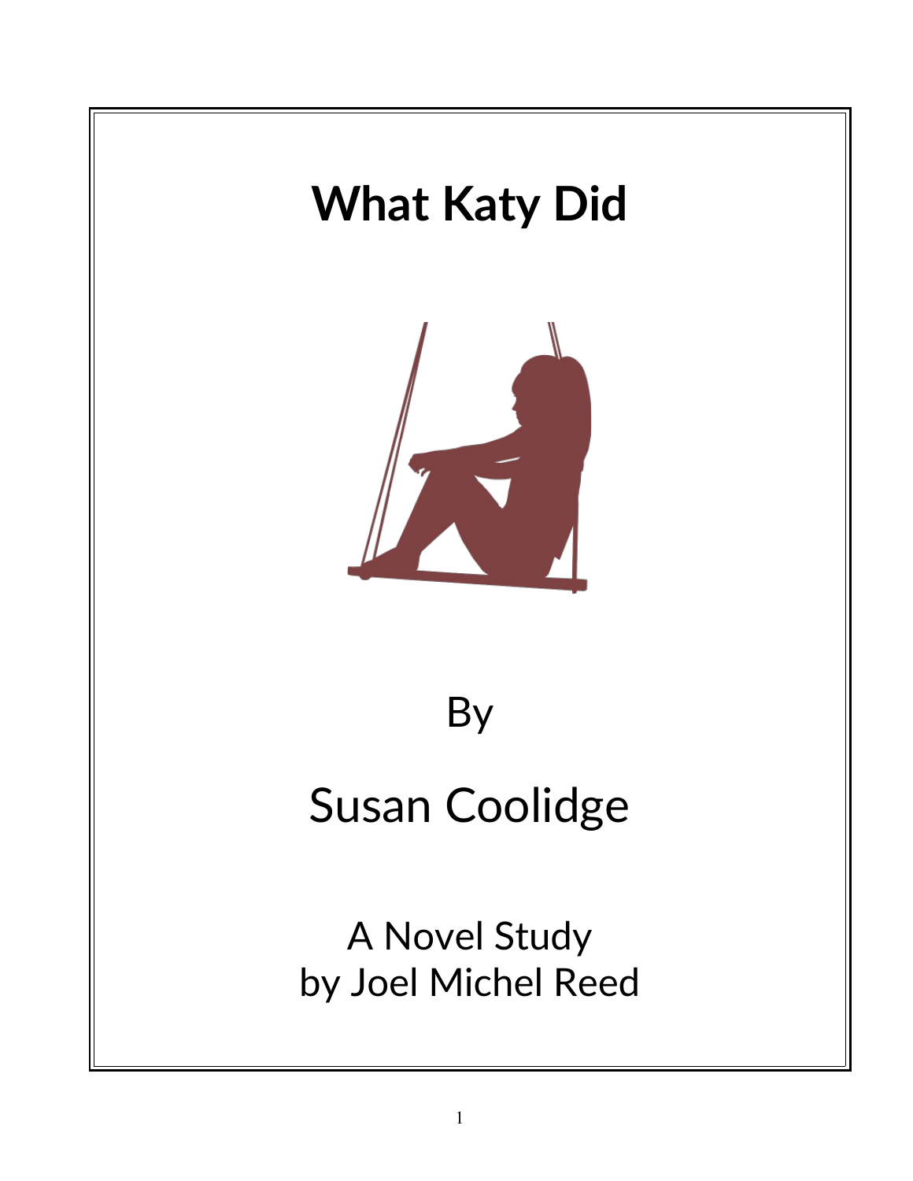# What Katy Did

By

Susan Coolidge

A Novel Study
by Joel Michel Reed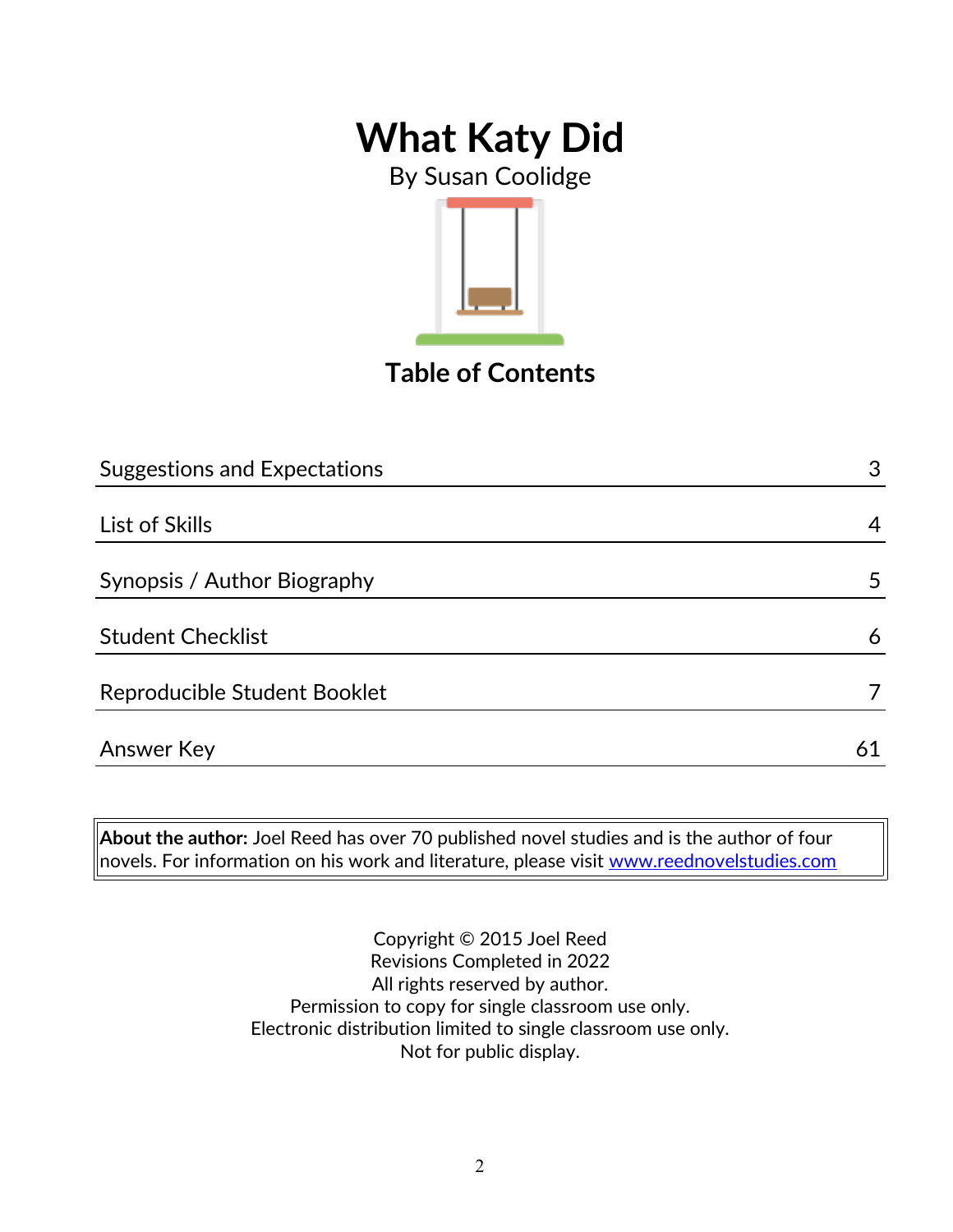# What Katy Did

By Susan Coolidge

## Table of Contents

| | |
|---|---|
| Suggestions and Expectations | 3 |
| List of Skills | 4 |
| Synopsis / Author Biography | 5 |
| Student Checklist | 6 |
| Reproducible Student Booklet | 7 |
| Answer Key | 61 |

**About the author:** Joel Reed has over 70 published novel studies and is the author of four novels. For information on his work and literature, please visit www.reednovelstudies.com

Copyright © 2015 Joel Reed
Revisions Completed in 2022
All rights reserved by author.
Permission to copy for single classroom use only.
Electronic distribution limited to single classroom use only.
Not for public display.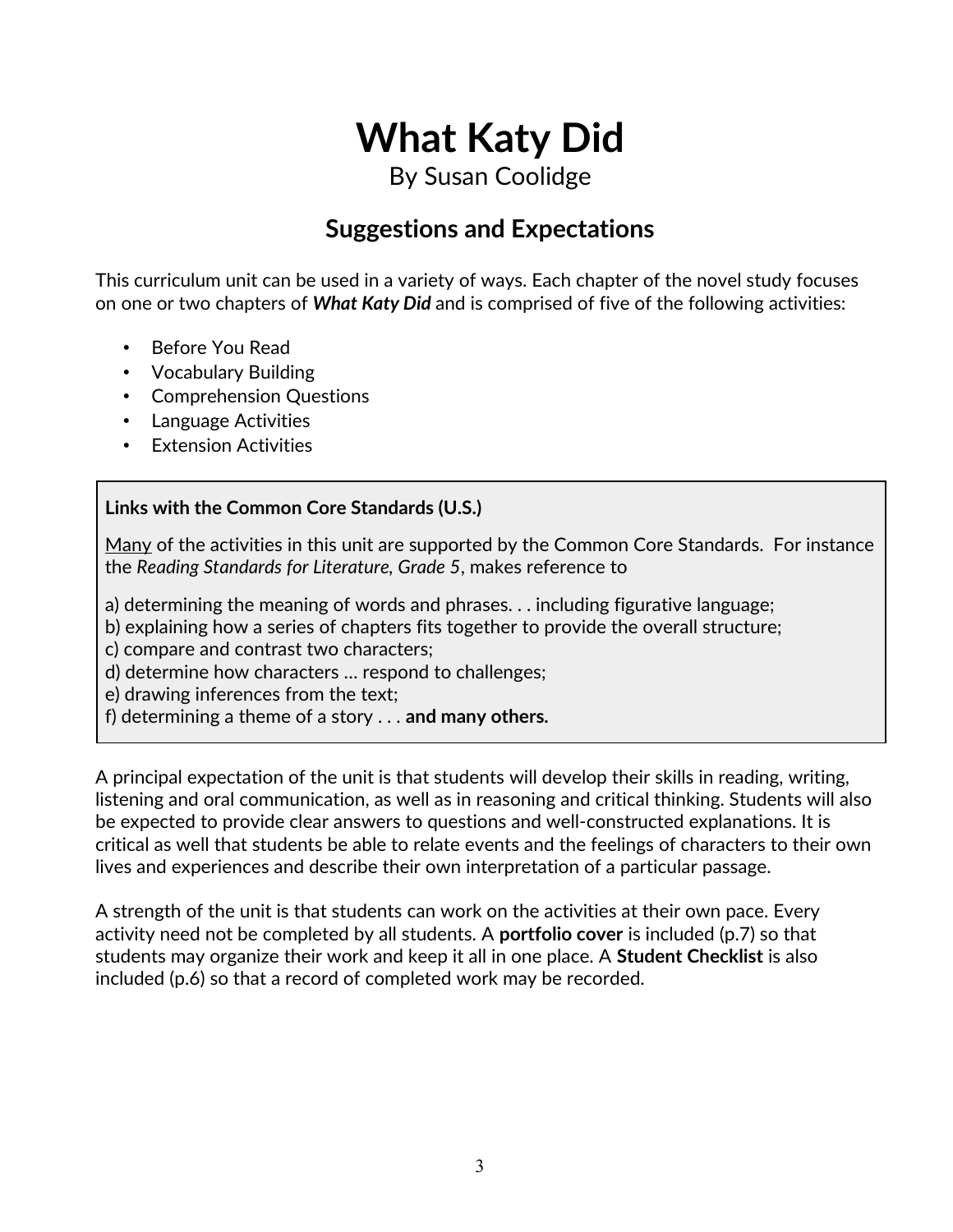# What Katy Did

By Susan Coolidge

## Suggestions and Expectations

This curriculum unit can be used in a variety of ways. Each chapter of the novel study focuses on one or two chapters of ***What Katy Did*** and is comprised of five of the following activities:

- Before You Read
- Vocabulary Building
- Comprehension Questions
- Language Activities
- Extension Activities

**Links with the Common Core Standards (U.S.)**

<u>Many</u> of the activities in this unit are supported by the Common Core Standards. For instance the *Reading Standards for Literature, Grade 5*, makes reference to

a) determining the meaning of words and phrases. . . including figurative language;
b) explaining how a series of chapters fits together to provide the overall structure;
c) compare and contrast two characters;
d) determine how characters … respond to challenges;
e) drawing inferences from the text;
f) determining a theme of a story . . . **and many others.**

A principal expectation of the unit is that students will develop their skills in reading, writing, listening and oral communication, as well as in reasoning and critical thinking. Students will also be expected to provide clear answers to questions and well-constructed explanations. It is critical as well that students be able to relate events and the feelings of characters to their own lives and experiences and describe their own interpretation of a particular passage.

A strength of the unit is that students can work on the activities at their own pace. Every activity need not be completed by all students. A **portfolio cover** is included (p.7) so that students may organize their work and keep it all in one place. A **Student Checklist** is also included (p.6) so that a record of completed work may be recorded.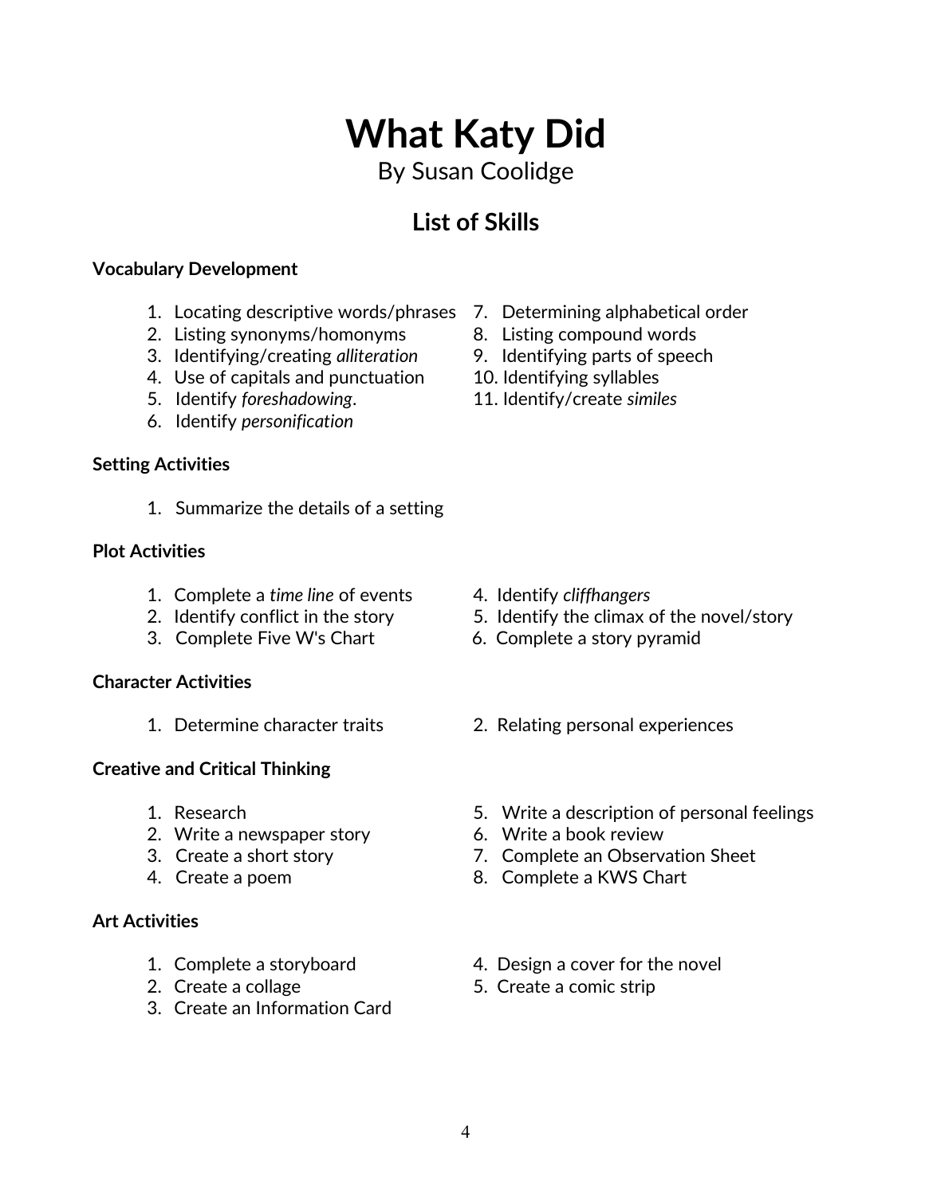# What Katy Did

By Susan Coolidge

## List of Skills

### Vocabulary Development

1. Locating descriptive words/phrases
2. Listing synonyms/homonyms
3. Identifying/creating *alliteration*
4. Use of capitals and punctuation
5. Identify *foreshadowing*.
6. Identify *personification*
7. Determining alphabetical order
8. Listing compound words
9. Identifying parts of speech
10. Identifying syllables
11. Identify/create *similes*

### Setting Activities

1. Summarize the details of a setting

### Plot Activities

1. Complete a *time line* of events
2. Identify conflict in the story
3. Complete Five W's Chart
4. Identify *cliffhangers*
5. Identify the climax of the novel/story
6. Complete a story pyramid

### Character Activities

1. Determine character traits
2. Relating personal experiences

### Creative and Critical Thinking

1. Research
2. Write a newspaper story
3. Create a short story
4. Create a poem
5. Write a description of personal feelings
6. Write a book review
7. Complete an Observation Sheet
8. Complete a KWS Chart

### Art Activities

1. Complete a storyboard
2. Create a collage
3. Create an Information Card
4. Design a cover for the novel
5. Create a comic strip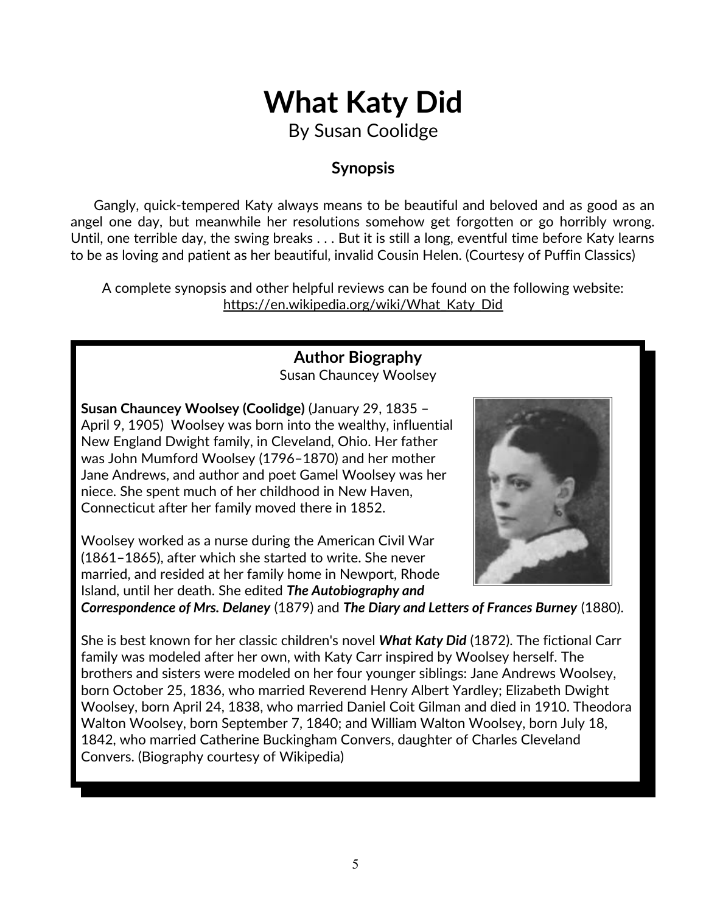# What Katy Did

By Susan Coolidge

### Synopsis

Gangly, quick-tempered Katy always means to be beautiful and beloved and as good as an angel one day, but meanwhile her resolutions somehow get forgotten or go horribly wrong. Until, one terrible day, the swing breaks . . . But it is still a long, eventful time before Katy learns to be as loving and patient as her beautiful, invalid Cousin Helen. (Courtesy of Puffin Classics)

A complete synopsis and other helpful reviews can be found on the following website:
https://en.wikipedia.org/wiki/What_Katy_Did

### Author Biography

Susan Chauncey Woolsey

**Susan Chauncey Woolsey (Coolidge)** (January 29, 1835 – April 9, 1905) Woolsey was born into the wealthy, influential New England Dwight family, in Cleveland, Ohio. Her father was John Mumford Woolsey (1796–1870) and her mother Jane Andrews, and author and poet Gamel Woolsey was her niece. She spent much of her childhood in New Haven, Connecticut after her family moved there in 1852.

Woolsey worked as a nurse during the American Civil War (1861–1865), after which she started to write. She never married, and resided at her family home in Newport, Rhode Island, until her death. She edited ***The Autobiography and Correspondence of Mrs. Delaney*** (1879) and ***The Diary and Letters of Frances Burney*** (1880).

She is best known for her classic children's novel ***What Katy Did*** (1872). The fictional Carr family was modeled after her own, with Katy Carr inspired by Woolsey herself. The brothers and sisters were modeled on her four younger siblings: Jane Andrews Woolsey, born October 25, 1836, who married Reverend Henry Albert Yardley; Elizabeth Dwight Woolsey, born April 24, 1838, who married Daniel Coit Gilman and died in 1910. Theodora Walton Woolsey, born September 7, 1840; and William Walton Woolsey, born July 18, 1842, who married Catherine Buckingham Convers, daughter of Charles Cleveland Convers. (Biography courtesy of Wikipedia)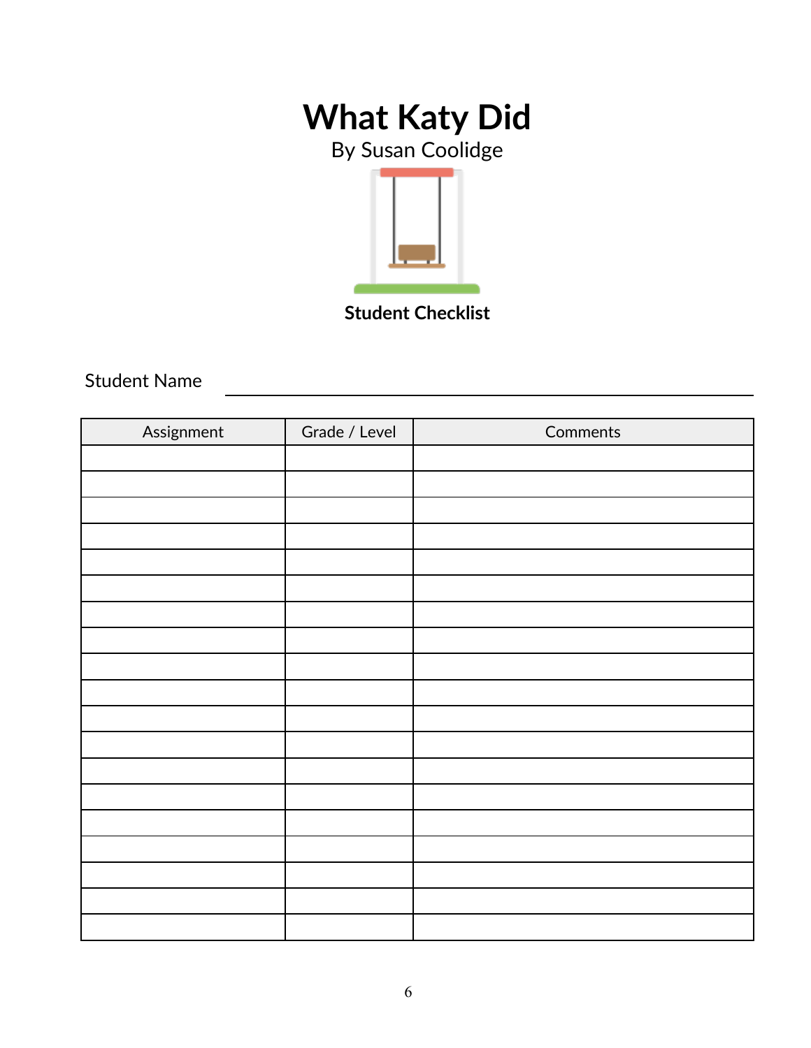# What Katy Did

By Susan Coolidge

**Student Checklist**

Student Name ______________________________

| Assignment | Grade / Level | Comments |
| --- | --- | --- |
| | | |
| | | |
| | | |
| | | |
| | | |
| | | |
| | | |
| | | |
| | | |
| | | |
| | | |
| | | |
| | | |
| | | |
| | | |
| | | |
| | | |
| | | |
| | | |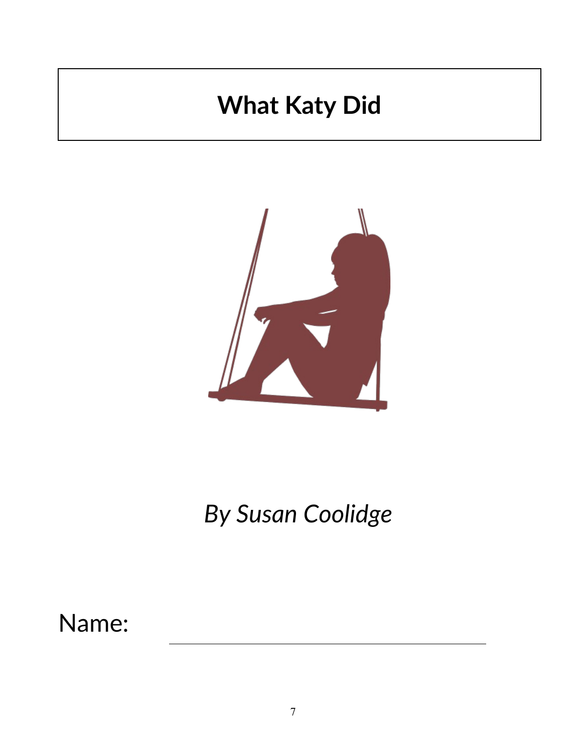# What Katy Did

*By Susan Coolidge*

Name: \_\_\_\_\_\_\_\_\_\_\_\_\_\_\_\_\_\_\_\_\_\_\_\_\_\_\_\_\_\_\_\_\_\_\_\_\_\_\_\_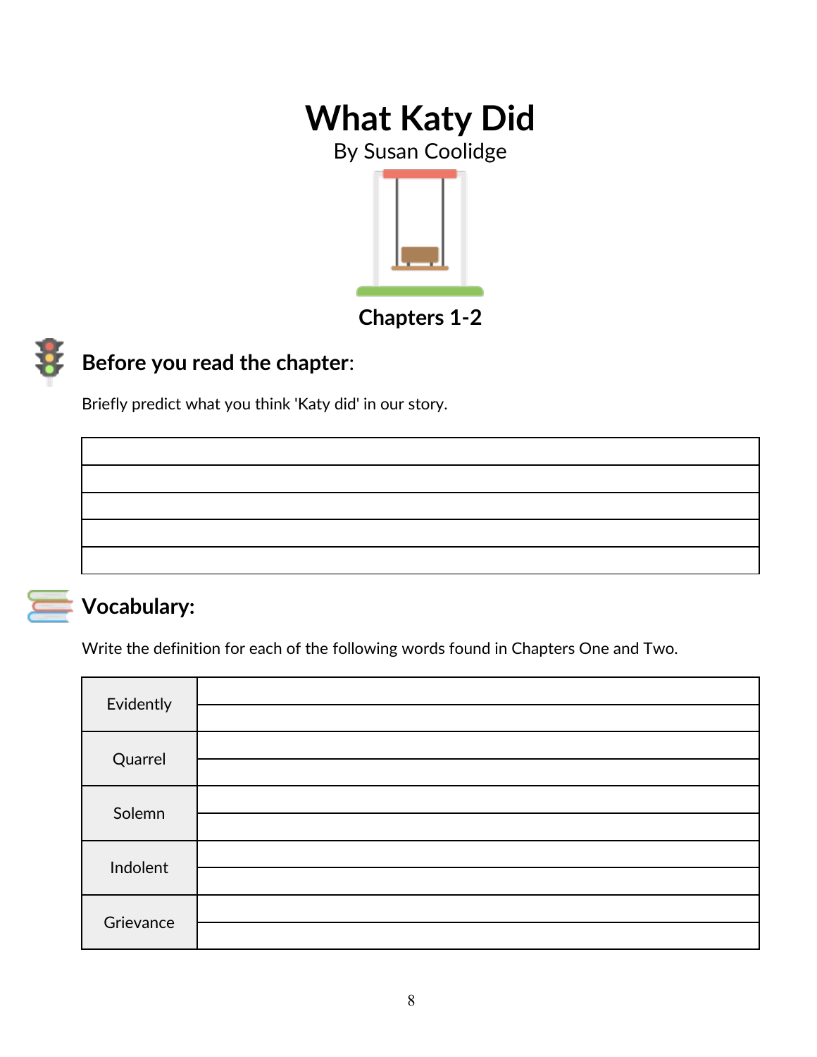# What Katy Did

By Susan Coolidge

## Chapters 1-2

### Before you read the chapter:

Briefly predict what you think 'Katy did' in our story.

| |
|---|
| |
| |
| |
| |
| |

### Vocabulary:

Write the definition for each of the following words found in Chapters One and Two.

| | |
|---|---|
| Evidently | |
| Quarrel | |
| Solemn | |
| Indolent | |
| Grievance | |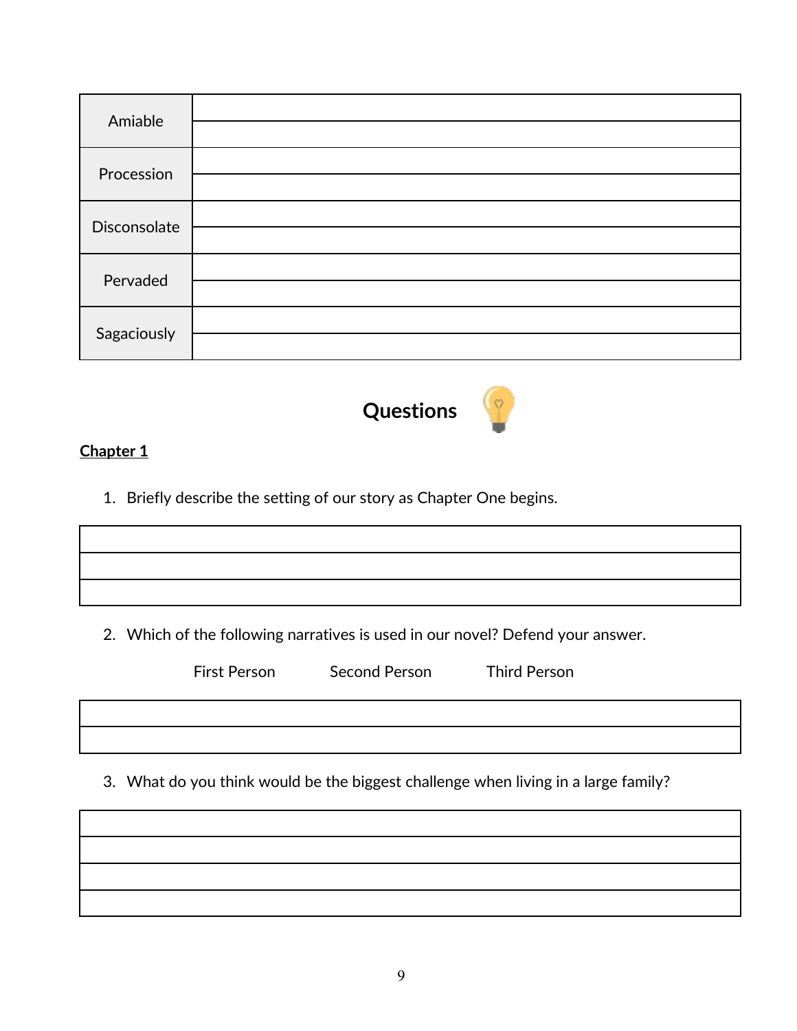| | |
|---|---|
| Amiable | |
| Procession | |
| Disconsolate | |
| Pervaded | |
| Sagaciously | |

## Questions

**Chapter 1**

1. Briefly describe the setting of our story as Chapter One begins.

2. Which of the following narratives is used in our novel? Defend your answer.

   First Person    Second Person    Third Person

3. What do you think would be the biggest challenge when living in a large family?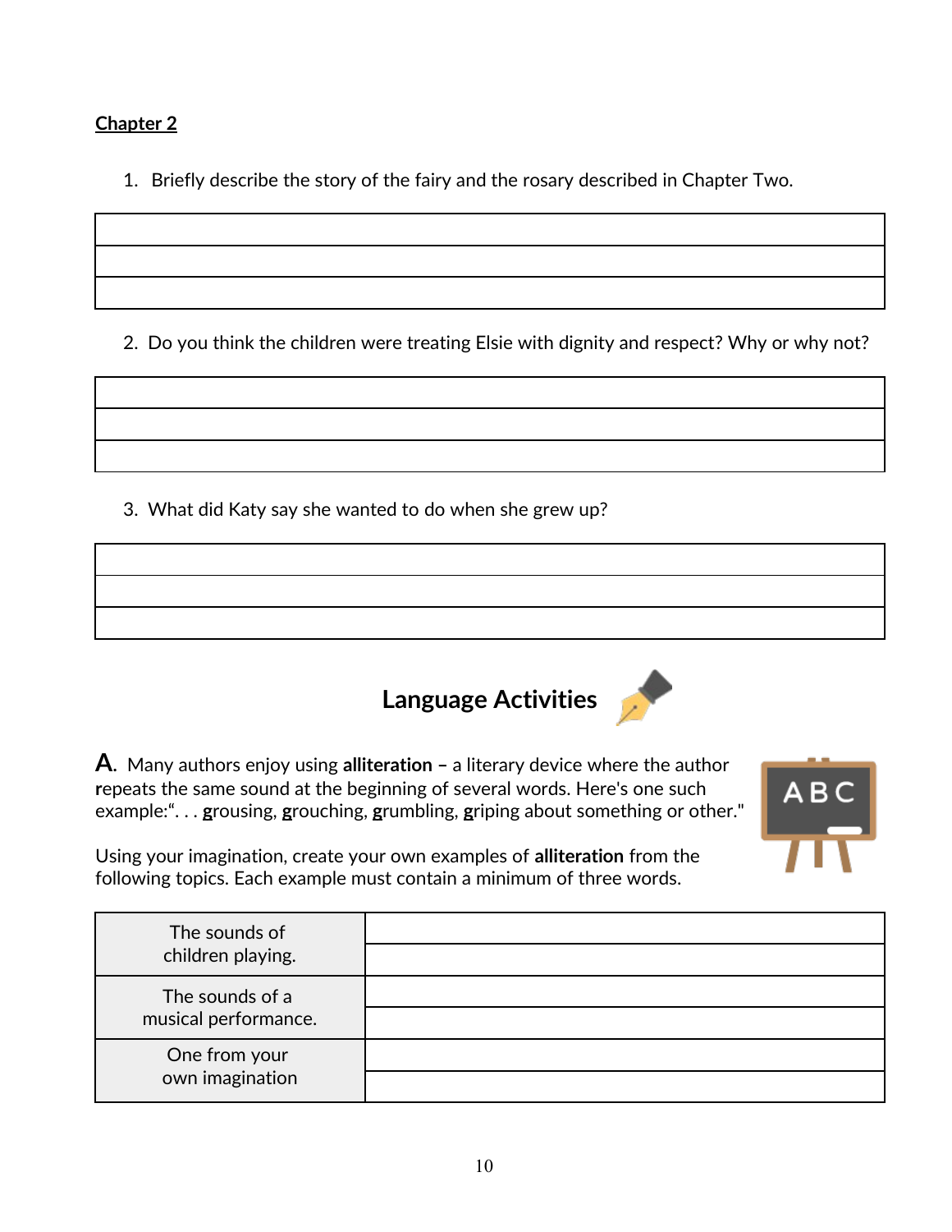**Chapter 2**

1. Briefly describe the story of the fairy and the rosary described in Chapter Two.

| |
|---|
| |
| |
| |

2. Do you think the children were treating Elsie with dignity and respect? Why or why not?

| |
|---|
| |
| |
| |

3. What did Katy say she wanted to do when she grew up?

| |
|---|
| |
| |
| |

## Language Activities

**A.** Many authors enjoy using **alliteration –** a literary device where the author **r**epeats the same sound at the beginning of several words. Here's one such example:". . . **g**rousing, **g**rouching, **g**rumbling, **g**riping about something or other."

Using your imagination, create your own examples of **alliteration** from the following topics. Each example must contain a minimum of three words.

| | |
|---|---|
| The sounds of children playing. | |
| | |
| The sounds of a musical performance. | |
| | |
| One from your own imagination | |
| | |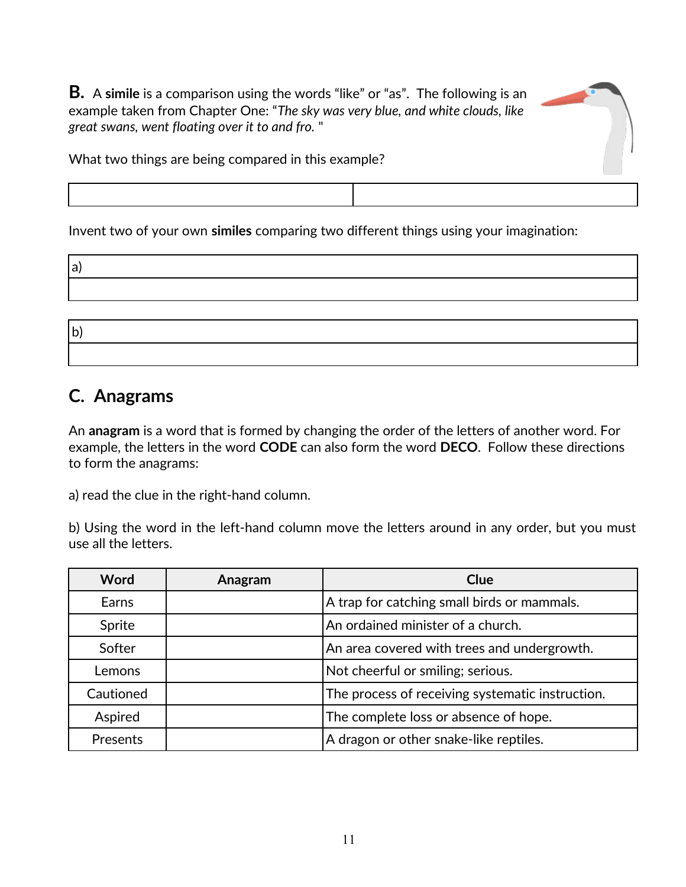**B.** A **simile** is a comparison using the words "like" or "as". The following is an example taken from Chapter One: "*The sky was very blue, and white clouds, like great swans, went floating over it to and fro.* "

What two things are being compared in this example?

| | |
|---|---|
| | |

Invent two of your own **similes** comparing two different things using your imagination:

| |
|---|
| a) |
| |

| |
|---|
| b) |
| |

## C. Anagrams

An **anagram** is a word that is formed by changing the order of the letters of another word. For example, the letters in the word **CODE** can also form the word **DECO**. Follow these directions to form the anagrams:

a) read the clue in the right-hand column.

b) Using the word in the left-hand column move the letters around in any order, but you must use all the letters.

| Word | Anagram | Clue |
|---|---|---|
| Earns | | A trap for catching small birds or mammals. |
| Sprite | | An ordained minister of a church. |
| Softer | | An area covered with trees and undergrowth. |
| Lemons | | Not cheerful or smiling; serious. |
| Cautioned | | The process of receiving systematic instruction. |
| Aspired | | The complete loss or absence of hope. |
| Presents | | A dragon or other snake-like reptiles. |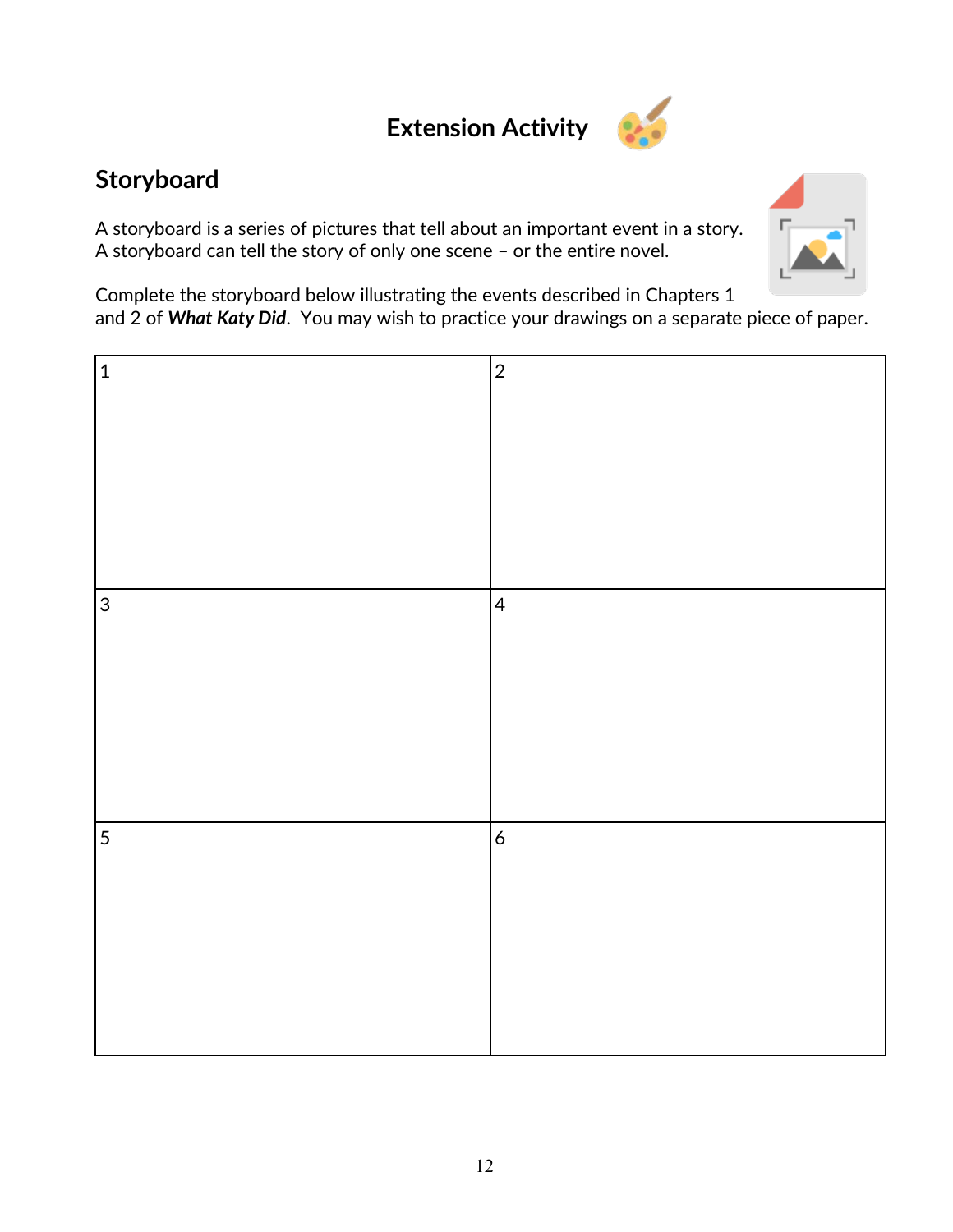# Extension Activity

## Storyboard

A storyboard is a series of pictures that tell about an important event in a story. A storyboard can tell the story of only one scene – or the entire novel.

Complete the storyboard below illustrating the events described in Chapters 1 and 2 of ***What Katy Did***. You may wish to practice your drawings on a separate piece of paper.

| | |
|---|---|
| 1 | 2 |
| 3 | 4 |
| 5 | 6 |